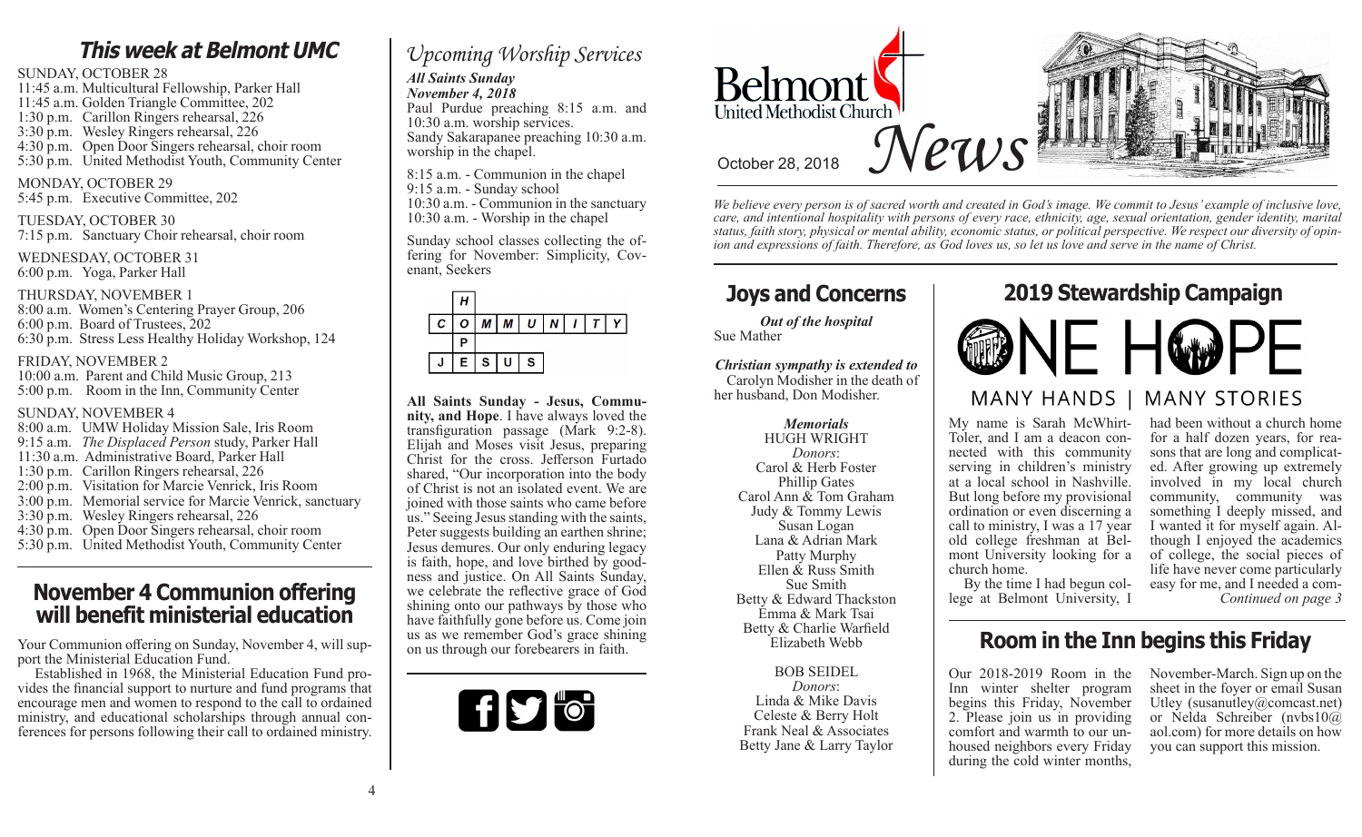# This week at Belmont UMC

SUNDAY, OCTOBER 28
11:45 a.m. Multicultural Fellowship, Parker Hall
11:45 a.m. Golden Triangle Committee, 202
1:30 p.m. Carillon Ringers rehearsal, 226
3:30 p.m. Wesley Ringers rehearsal, 226
4:30 p.m. Open Door Singers rehearsal, choir room
5:30 p.m. United Methodist Youth, Community Center

MONDAY, OCTOBER 29
5:45 p.m. Executive Committee, 202

TUESDAY, OCTOBER 30
7:15 p.m. Sanctuary Choir rehearsal, choir room

WEDNESDAY, OCTOBER 31
6:00 p.m. Yoga, Parker Hall

THURSDAY, NOVEMBER 1
8:00 a.m. Women's Centering Prayer Group, 206
6:00 p.m. Board of Trustees, 202
6:30 p.m. Stress Less Healthy Holiday Workshop, 124

FRIDAY, NOVEMBER 2
10:00 a.m. Parent and Child Music Group, 213
5:00 p.m. Room in the Inn, Community Center

SUNDAY, NOVEMBER 4
8:00 a.m. UMW Holiday Mission Sale, Iris Room
9:15 a.m. *The Displaced Person* study, Parker Hall
11:30 a.m. Administrative Board, Parker Hall
1:30 p.m. Carillon Ringers rehearsal, 226
2:00 p.m. Visitation for Marcie Venrick, Iris Room
3:00 p.m. Memorial service for Marcie Venrick, sanctuary
3:30 p.m. Wesley Ringers rehearsal, 226
4:30 p.m. Open Door Singers rehearsal, choir room
5:30 p.m. United Methodist Youth, Community Center

## November 4 Communion offering will benefit ministerial education

Your Communion offering on Sunday, November 4, will support the Ministerial Education Fund.

Established in 1968, the Ministerial Education Fund provides the financial support to nurture and fund programs that encourage men and women to respond to the call to ordained ministry, and educational scholarships through annual conferences for persons following their call to ordained ministry.

## *Upcoming Worship Services*

***All Saints Sunday***
***November 4, 2018***

Paul Purdue preaching 8:15 a.m. and 10:30 a.m. worship services.
Sandy Sakarapanee preaching 10:30 a.m. worship in the chapel.

8:15 a.m. - Communion in the chapel
9:15 a.m. - Sunday school
10:30 a.m. - Communion in the sanctuary
10:30 a.m. - Worship in the chapel

Sunday school classes collecting the offering for November: Simplicity, Covenant, Seekers

| | H | | | | | | | |
|---|---|---|---|---|---|---|---|---|
| C | O | M | M | U | N | I | T | Y |
| | P | | | | | | | |
| J | E | S | U | S | | | | |

**All Saints Sunday - Jesus, Community, and Hope**. I have always loved the transfiguration passage (Mark 9:2-8). Elijah and Moses visit Jesus, preparing Christ for the cross. Jefferson Furtado shared, "Our incorporation into the body of Christ is not an isolated event. We are joined with those saints who came before us." Seeing Jesus standing with the saints, Peter suggests building an earthen shrine; Jesus demures. Our only enduring legacy is faith, hope, and love birthed by goodness and justice. On All Saints Sunday, we celebrate the reflective grace of God shining onto our pathways by those who have faithfully gone before us. Come join us as we remember God's grace shining on us through our forebearers in faith.

# Belmont United Methodist Church *News*

October 28, 2018

*We believe every person is of sacred worth and created in God's image. We commit to Jesus' example of inclusive love, care, and intentional hospitality with persons of every race, ethnicity, age, sexual orientation, gender identity, marital status, faith story, physical or mental ability, economic status, or political perspective. We respect our diversity of opinion and expressions of faith. Therefore, as God loves us, so let us love and serve in the name of Christ.*

## Joys and Concerns

***Out of the hospital***
Sue Mather

***Christian sympathy is extended to***
Carolyn Modisher in the death of her husband, Don Modisher.

***Memorials***
HUGH WRIGHT
*Donors*:
Carol & Herb Foster
Phillip Gates
Carol Ann & Tom Graham
Judy & Tommy Lewis
Susan Logan
Lana & Adrian Mark
Patty Murphy
Ellen & Russ Smith
Sue Smith
Betty & Edward Thackston
Emma & Mark Tsai
Betty & Charlie Warfield
Elizabeth Webb

BOB SEIDEL
*Donors*:
Linda & Mike Davis
Celeste & Berry Holt
Frank Neal & Associates
Betty Jane & Larry Taylor

## 2019 Stewardship Campaign

### ONE HOPE

MANY HANDS | MANY STORIES

My name is Sarah McWhirt-Toler, and I am a deacon connected with this community serving in children's ministry at a local school in Nashville. But long before my provisional ordination or even discerning a call to ministry, I was a 17 year old college freshman at Belmont University looking for a church home.

By the time I had begun college at Belmont University, I had been without a church home for a half dozen years, for reasons that are long and complicated. After growing up extremely involved in my local church community, community was something I deeply missed, and I wanted it for myself again. Although I enjoyed the academics of college, the social pieces of life have never come particularly easy for me, and I needed a com-

*Continued on page 3*

## Room in the Inn begins this Friday

Our 2018-2019 Room in the Inn winter shelter program begins this Friday, November 2. Please join us in providing comfort and warmth to our unhoused neighbors every Friday during the cold winter months, November-March. Sign up on the sheet in the foyer or email Susan Utley (susanutley@comcast.net) or Nelda Schreiber (nvbs10@aol.com) for more details on how you can support this mission.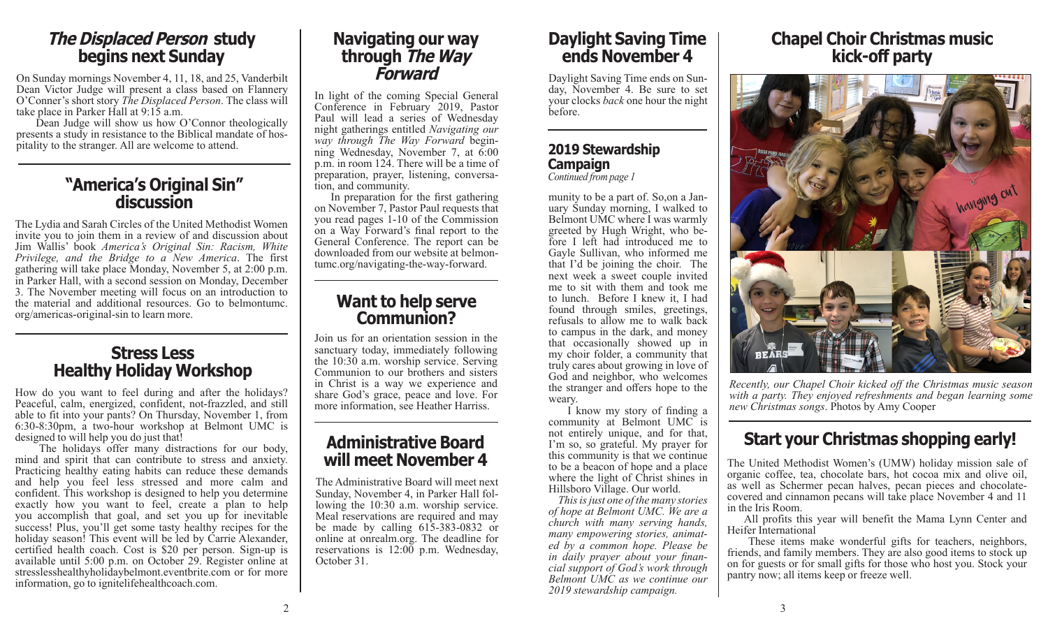## *The Displaced Person* study begins next Sunday

On Sunday mornings November 4, 11, 18, and 25, Vanderbilt Dean Victor Judge will present a class based on Flannery O'Conner's short story *The Displaced Person*. The class will take place in Parker Hall at 9:15 a.m.

Dean Judge will show us how O'Connor theologically presents a study in resistance to the Biblical mandate of hospitality to the stranger. All are welcome to attend.

## "America's Original Sin" discussion

The Lydia and Sarah Circles of the United Methodist Women invite you to join them in a review of and discussion about Jim Wallis' book *America's Original Sin: Racism, White Privilege, and the Bridge to a New America*. The first gathering will take place Monday, November 5, at 2:00 p.m. in Parker Hall, with a second session on Monday, December 3. The November meeting will focus on an introduction to the material and additional resources. Go to belmontumc.org/americas-original-sin to learn more.

## Stress Less Healthy Holiday Workshop

How do you want to feel during and after the holidays? Peaceful, calm, energized, confident, not-frazzled, and still able to fit into your pants? On Thursday, November 1, from 6:30-8:30pm, a two-hour workshop at Belmont UMC is designed to will help you do just that!

The holidays offer many distractions for our body, mind and spirit that can contribute to stress and anxiety. Practicing healthy eating habits can reduce these demands and help you feel less stressed and more calm and confident. This workshop is designed to help you determine exactly how you want to feel, create a plan to help you accomplish that goal, and set you up for inevitable success! Plus, you'll get some tasty healthy recipes for the holiday season! This event will be led by Carrie Alexander, certified health coach. Cost is $20 per person. Sign-up is available until 5:00 p.m. on October 29. Register online at stresslesshealthyholidaybelmont.eventbrite.com or for more information, go to ignitelifehealthcoach.com.

## Navigating our way through *The Way Forward*

In light of the coming Special General Conference in February 2019, Pastor Paul will lead a series of Wednesday night gatherings entitled *Navigating our way through The Way Forward* beginning Wednesday, November 7, at 6:00 p.m. in room 124. There will be a time of preparation, prayer, listening, conversation, and community.

In preparation for the first gathering on November 7, Pastor Paul requests that you read pages 1-10 of the Commission on a Way Forward's final report to the General Conference. The report can be downloaded from our website at belmontumc.org/navigating-the-way-forward.

## Want to help serve Communion?

Join us for an orientation session in the sanctuary today, immediately following the 10:30 a.m. worship service. Serving Communion to our brothers and sisters in Christ is a way we experience and share God's grace, peace and love. For more information, see Heather Harriss.

## Administrative Board will meet November 4

The Administrative Board will meet next Sunday, November 4, in Parker Hall following the 10:30 a.m. worship service. Meal reservations are required and may be made by calling 615-383-0832 or online at onrealm.org. The deadline for reservations is 12:00 p.m. Wednesday, October 31.

## Daylight Saving Time ends November 4

Daylight Saving Time ends on Sunday, November 4. Be sure to set your clocks *back* one hour the night before.

## 2019 Stewardship Campaign

*Continued from page 1*

munity to be a part of. So,on a January Sunday morning, I walked to Belmont UMC where I was warmly greeted by Hugh Wright, who before I left had introduced me to Gayle Sullivan, who informed me that I'd be joining the choir. The next week a sweet couple invited me to sit with them and took me to lunch. Before I knew it, I had found through smiles, greetings, refusals to allow me to walk back to campus in the dark, and money that occasionally showed up in my choir folder, a community that truly cares about growing in love of God and neighbor, who welcomes the stranger and offers hope to the weary.

I know my story of finding a community at Belmont UMC is not entirely unique, and for that, I'm so, so grateful. My prayer for this community is that we continue to be a beacon of hope and a place where the light of Christ shines in Hillsboro Village. Our world.

*This is just one of the many stories of hope at Belmont UMC. We are a church with many serving hands, many empowering stories, animated by a common hope. Please be in daily prayer about your financial support of God's work through Belmont UMC as we continue our 2019 stewardship campaign.*

## Chapel Choir Christmas music kick-off party

*Recently, our Chapel Choir kicked off the Christmas music season with a party. They enjoyed refreshments and began learning some new Christmas songs*. Photos by Amy Cooper

## Start your Christmas shopping early!

The United Methodist Women's (UMW) holiday mission sale of organic coffee, tea, chocolate bars, hot cocoa mix and olive oil, as well as Schermer pecan halves, pecan pieces and chocolate-covered and cinnamon pecans will take place November 4 and 11 in the Iris Room.

All profits this year will benefit the Mama Lynn Center and Heifer International

These items make wonderful gifts for teachers, neighbors, friends, and family members. They are also good items to stock up on for guests or for small gifts for those who host you. Stock your pantry now; all items keep or freeze well.